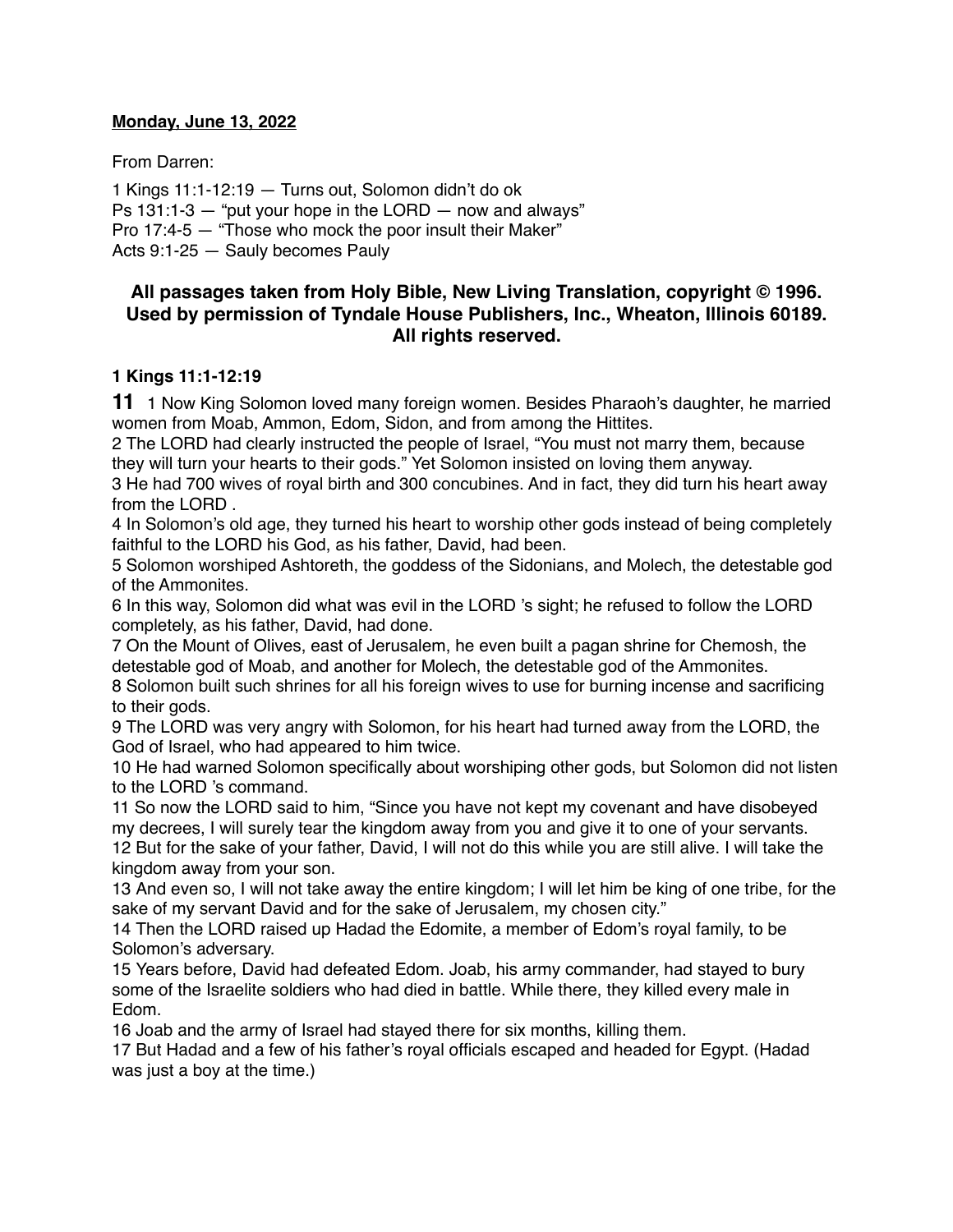**Monday, June 13, 2022**

From Darren:

1 Kings 11:1-12:19 — Turns out, Solomon didn't do ok
Ps 131:1-3 — "put your hope in the LORD — now and always"
Pro 17:4-5 — "Those who mock the poor insult their Maker"
Acts 9:1-25 — Sauly becomes Pauly

**All passages taken from Holy Bible, New Living Translation, copyright © 1996. Used by permission of Tyndale House Publishers, Inc., Wheaton, Illinois 60189. All rights reserved.**

### 1 Kings 11:1-12:19

**11** 1 Now King Solomon loved many foreign women. Besides Pharaoh's daughter, he married women from Moab, Ammon, Edom, Sidon, and from among the Hittites.
2 The LORD had clearly instructed the people of Israel, "You must not marry them, because they will turn your hearts to their gods." Yet Solomon insisted on loving them anyway.
3 He had 700 wives of royal birth and 300 concubines. And in fact, they did turn his heart away from the LORD .
4 In Solomon's old age, they turned his heart to worship other gods instead of being completely faithful to the LORD his God, as his father, David, had been.
5 Solomon worshiped Ashtoreth, the goddess of the Sidonians, and Molech, the detestable god of the Ammonites.
6 In this way, Solomon did what was evil in the LORD 's sight; he refused to follow the LORD completely, as his father, David, had done.
7 On the Mount of Olives, east of Jerusalem, he even built a pagan shrine for Chemosh, the detestable god of Moab, and another for Molech, the detestable god of the Ammonites.
8 Solomon built such shrines for all his foreign wives to use for burning incense and sacrificing to their gods.
9 The LORD was very angry with Solomon, for his heart had turned away from the LORD, the God of Israel, who had appeared to him twice.
10 He had warned Solomon specifically about worshiping other gods, but Solomon did not listen to the LORD 's command.
11 So now the LORD said to him, "Since you have not kept my covenant and have disobeyed my decrees, I will surely tear the kingdom away from you and give it to one of your servants.
12 But for the sake of your father, David, I will not do this while you are still alive. I will take the kingdom away from your son.
13 And even so, I will not take away the entire kingdom; I will let him be king of one tribe, for the sake of my servant David and for the sake of Jerusalem, my chosen city."
14 Then the LORD raised up Hadad the Edomite, a member of Edom's royal family, to be Solomon's adversary.
15 Years before, David had defeated Edom. Joab, his army commander, had stayed to bury some of the Israelite soldiers who had died in battle. While there, they killed every male in Edom.
16 Joab and the army of Israel had stayed there for six months, killing them.
17 But Hadad and a few of his father's royal officials escaped and headed for Egypt. (Hadad was just a boy at the time.)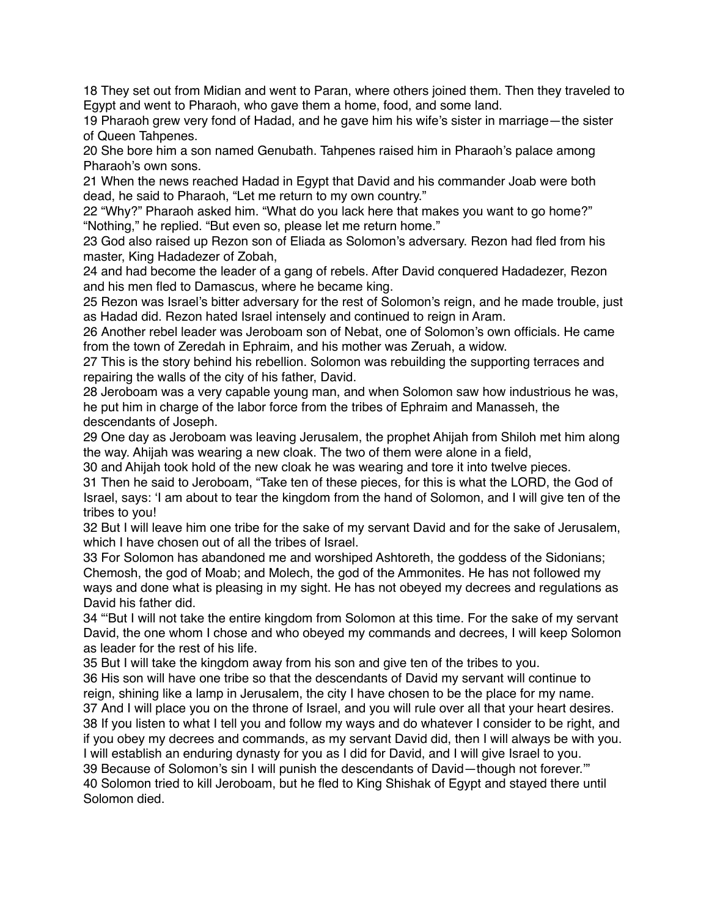18 They set out from Midian and went to Paran, where others joined them. Then they traveled to Egypt and went to Pharaoh, who gave them a home, food, and some land.

19 Pharaoh grew very fond of Hadad, and he gave him his wife's sister in marriage—the sister of Queen Tahpenes.

20 She bore him a son named Genubath. Tahpenes raised him in Pharaoh's palace among Pharaoh's own sons.

21 When the news reached Hadad in Egypt that David and his commander Joab were both dead, he said to Pharaoh, "Let me return to my own country."

22 "Why?" Pharaoh asked him. "What do you lack here that makes you want to go home?" "Nothing," he replied. "But even so, please let me return home."

23 God also raised up Rezon son of Eliada as Solomon's adversary. Rezon had fled from his master, King Hadadezer of Zobah,

24 and had become the leader of a gang of rebels. After David conquered Hadadezer, Rezon and his men fled to Damascus, where he became king.

25 Rezon was Israel's bitter adversary for the rest of Solomon's reign, and he made trouble, just as Hadad did. Rezon hated Israel intensely and continued to reign in Aram.

26 Another rebel leader was Jeroboam son of Nebat, one of Solomon's own officials. He came from the town of Zeredah in Ephraim, and his mother was Zeruah, a widow.

27 This is the story behind his rebellion. Solomon was rebuilding the supporting terraces and repairing the walls of the city of his father, David.

28 Jeroboam was a very capable young man, and when Solomon saw how industrious he was, he put him in charge of the labor force from the tribes of Ephraim and Manasseh, the descendants of Joseph.

29 One day as Jeroboam was leaving Jerusalem, the prophet Ahijah from Shiloh met him along the way. Ahijah was wearing a new cloak. The two of them were alone in a field,

30 and Ahijah took hold of the new cloak he was wearing and tore it into twelve pieces.

31 Then he said to Jeroboam, "Take ten of these pieces, for this is what the LORD, the God of Israel, says: 'I am about to tear the kingdom from the hand of Solomon, and I will give ten of the tribes to you!

32 But I will leave him one tribe for the sake of my servant David and for the sake of Jerusalem, which I have chosen out of all the tribes of Israel.

33 For Solomon has abandoned me and worshiped Ashtoreth, the goddess of the Sidonians; Chemosh, the god of Moab; and Molech, the god of the Ammonites. He has not followed my ways and done what is pleasing in my sight. He has not obeyed my decrees and regulations as David his father did.

34 "'But I will not take the entire kingdom from Solomon at this time. For the sake of my servant David, the one whom I chose and who obeyed my commands and decrees, I will keep Solomon as leader for the rest of his life.

35 But I will take the kingdom away from his son and give ten of the tribes to you.

36 His son will have one tribe so that the descendants of David my servant will continue to reign, shining like a lamp in Jerusalem, the city I have chosen to be the place for my name.

37 And I will place you on the throne of Israel, and you will rule over all that your heart desires.

38 If you listen to what I tell you and follow my ways and do whatever I consider to be right, and if you obey my decrees and commands, as my servant David did, then I will always be with you. I will establish an enduring dynasty for you as I did for David, and I will give Israel to you.

39 Because of Solomon's sin I will punish the descendants of David—though not forever.'"

40 Solomon tried to kill Jeroboam, but he fled to King Shishak of Egypt and stayed there until Solomon died.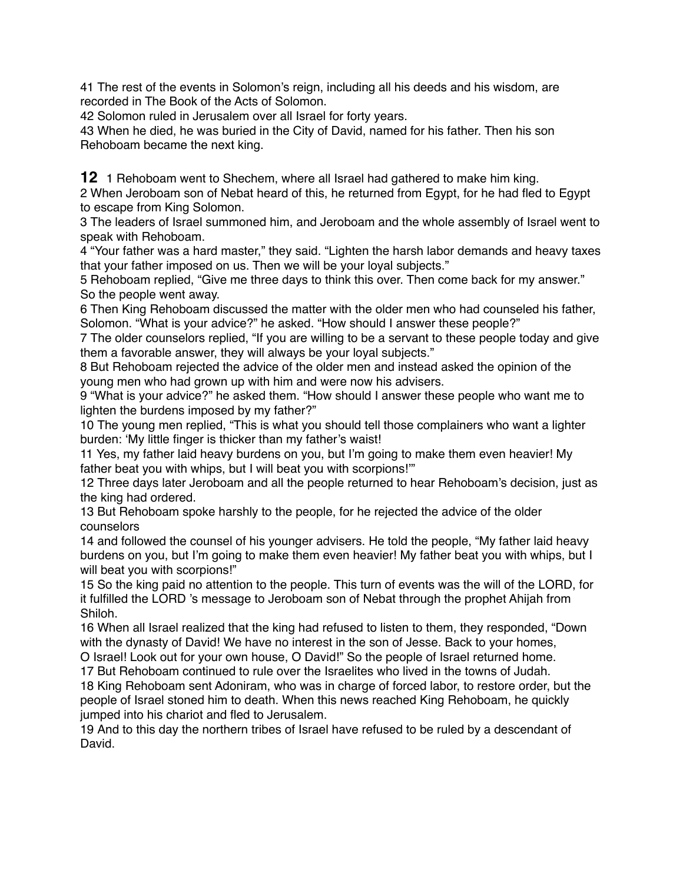41 The rest of the events in Solomon's reign, including all his deeds and his wisdom, are recorded in The Book of the Acts of Solomon.
42 Solomon ruled in Jerusalem over all Israel for forty years.
43 When he died, he was buried in the City of David, named for his father. Then his son Rehoboam became the next king.

**12** 1 Rehoboam went to Shechem, where all Israel had gathered to make him king.
2 When Jeroboam son of Nebat heard of this, he returned from Egypt, for he had fled to Egypt to escape from King Solomon.
3 The leaders of Israel summoned him, and Jeroboam and the whole assembly of Israel went to speak with Rehoboam.
4 "Your father was a hard master," they said. "Lighten the harsh labor demands and heavy taxes that your father imposed on us. Then we will be your loyal subjects."
5 Rehoboam replied, "Give me three days to think this over. Then come back for my answer." So the people went away.
6 Then King Rehoboam discussed the matter with the older men who had counseled his father, Solomon. "What is your advice?" he asked. "How should I answer these people?"
7 The older counselors replied, "If you are willing to be a servant to these people today and give them a favorable answer, they will always be your loyal subjects."
8 But Rehoboam rejected the advice of the older men and instead asked the opinion of the young men who had grown up with him and were now his advisers.
9 "What is your advice?" he asked them. "How should I answer these people who want me to lighten the burdens imposed by my father?"
10 The young men replied, "This is what you should tell those complainers who want a lighter burden: 'My little finger is thicker than my father's waist!
11 Yes, my father laid heavy burdens on you, but I'm going to make them even heavier! My father beat you with whips, but I will beat you with scorpions!'"
12 Three days later Jeroboam and all the people returned to hear Rehoboam's decision, just as the king had ordered.
13 But Rehoboam spoke harshly to the people, for he rejected the advice of the older counselors
14 and followed the counsel of his younger advisers. He told the people, "My father laid heavy burdens on you, but I'm going to make them even heavier! My father beat you with whips, but I will beat you with scorpions!"
15 So the king paid no attention to the people. This turn of events was the will of the LORD, for it fulfilled the LORD 's message to Jeroboam son of Nebat through the prophet Ahijah from Shiloh.
16 When all Israel realized that the king had refused to listen to them, they responded, "Down with the dynasty of David! We have no interest in the son of Jesse. Back to your homes, O Israel! Look out for your own house, O David!" So the people of Israel returned home.
17 But Rehoboam continued to rule over the Israelites who lived in the towns of Judah.
18 King Rehoboam sent Adoniram, who was in charge of forced labor, to restore order, but the people of Israel stoned him to death. When this news reached King Rehoboam, he quickly jumped into his chariot and fled to Jerusalem.
19 And to this day the northern tribes of Israel have refused to be ruled by a descendant of David.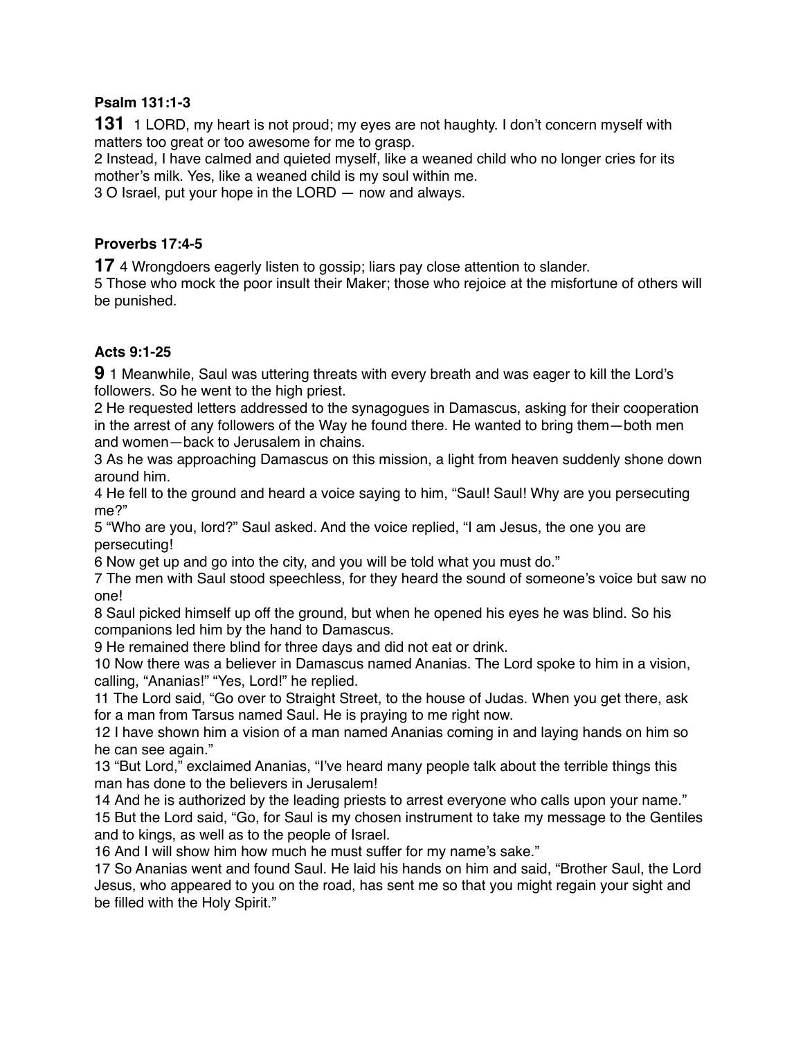**Psalm 131:1-3**

**131** 1 LORD, my heart is not proud; my eyes are not haughty. I don't concern myself with matters too great or too awesome for me to grasp.
2 Instead, I have calmed and quieted myself, like a weaned child who no longer cries for its mother's milk. Yes, like a weaned child is my soul within me.
3 O Israel, put your hope in the LORD — now and always.

**Proverbs 17:4-5**

**17** 4 Wrongdoers eagerly listen to gossip; liars pay close attention to slander.
5 Those who mock the poor insult their Maker; those who rejoice at the misfortune of others will be punished.

**Acts 9:1-25**

**9** 1 Meanwhile, Saul was uttering threats with every breath and was eager to kill the Lord's followers. So he went to the high priest.
2 He requested letters addressed to the synagogues in Damascus, asking for their cooperation in the arrest of any followers of the Way he found there. He wanted to bring them—both men and women—back to Jerusalem in chains.
3 As he was approaching Damascus on this mission, a light from heaven suddenly shone down around him.
4 He fell to the ground and heard a voice saying to him, "Saul! Saul! Why are you persecuting me?"
5 "Who are you, lord?" Saul asked. And the voice replied, "I am Jesus, the one you are persecuting!
6 Now get up and go into the city, and you will be told what you must do."
7 The men with Saul stood speechless, for they heard the sound of someone's voice but saw no one!
8 Saul picked himself up off the ground, but when he opened his eyes he was blind. So his companions led him by the hand to Damascus.
9 He remained there blind for three days and did not eat or drink.
10 Now there was a believer in Damascus named Ananias. The Lord spoke to him in a vision, calling, "Ananias!" "Yes, Lord!" he replied.
11 The Lord said, "Go over to Straight Street, to the house of Judas. When you get there, ask for a man from Tarsus named Saul. He is praying to me right now.
12 I have shown him a vision of a man named Ananias coming in and laying hands on him so he can see again."
13 "But Lord," exclaimed Ananias, "I've heard many people talk about the terrible things this man has done to the believers in Jerusalem!
14 And he is authorized by the leading priests to arrest everyone who calls upon your name."
15 But the Lord said, "Go, for Saul is my chosen instrument to take my message to the Gentiles and to kings, as well as to the people of Israel.
16 And I will show him how much he must suffer for my name's sake."
17 So Ananias went and found Saul. He laid his hands on him and said, "Brother Saul, the Lord Jesus, who appeared to you on the road, has sent me so that you might regain your sight and be filled with the Holy Spirit."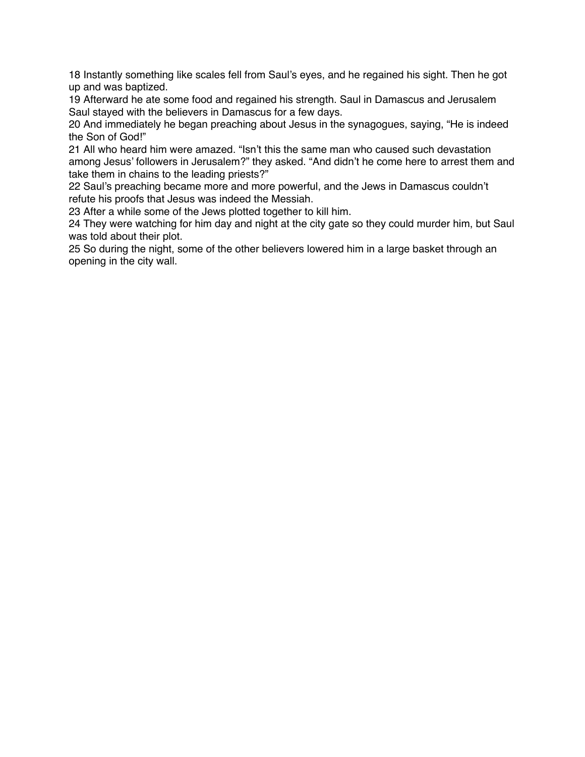18 Instantly something like scales fell from Saul's eyes, and he regained his sight. Then he got up and was baptized.
19 Afterward he ate some food and regained his strength. Saul in Damascus and Jerusalem Saul stayed with the believers in Damascus for a few days.
20 And immediately he began preaching about Jesus in the synagogues, saying, "He is indeed the Son of God!"
21 All who heard him were amazed. "Isn't this the same man who caused such devastation among Jesus' followers in Jerusalem?" they asked. "And didn't he come here to arrest them and take them in chains to the leading priests?"
22 Saul's preaching became more and more powerful, and the Jews in Damascus couldn't refute his proofs that Jesus was indeed the Messiah.
23 After a while some of the Jews plotted together to kill him.
24 They were watching for him day and night at the city gate so they could murder him, but Saul was told about their plot.
25 So during the night, some of the other believers lowered him in a large basket through an opening in the city wall.